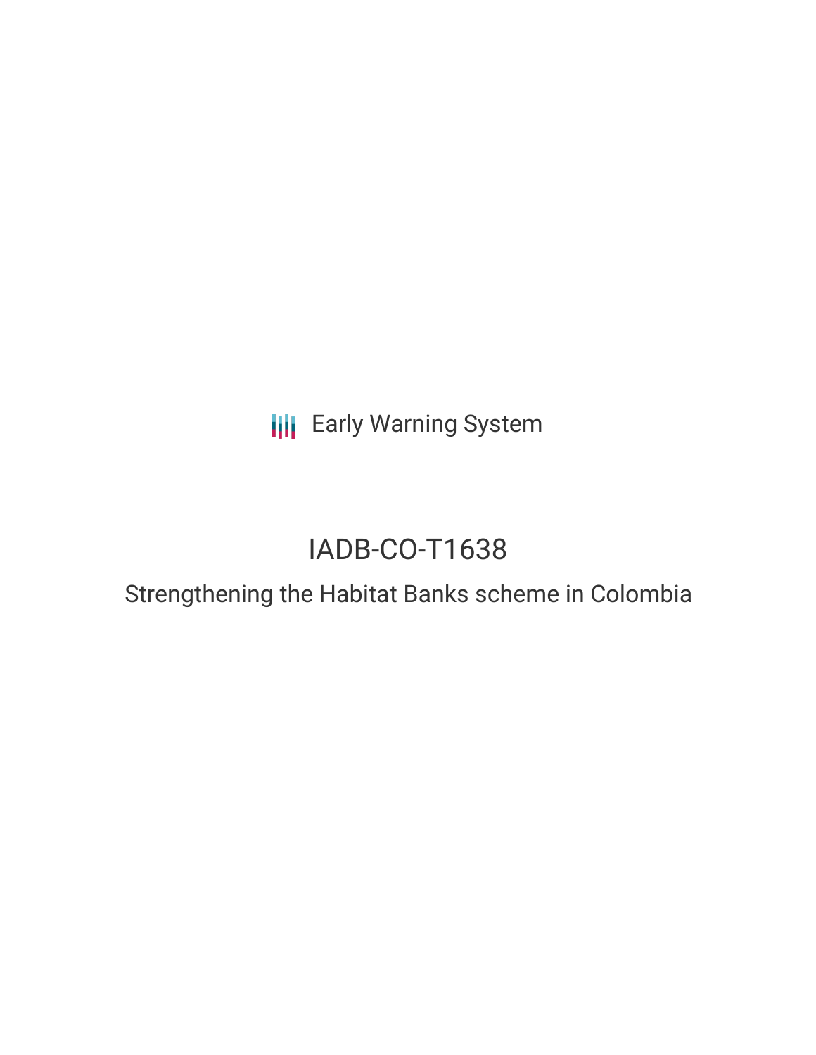Early Warning System

# IADB-CO-T1638

## Strengthening the Habitat Banks scheme in Colombia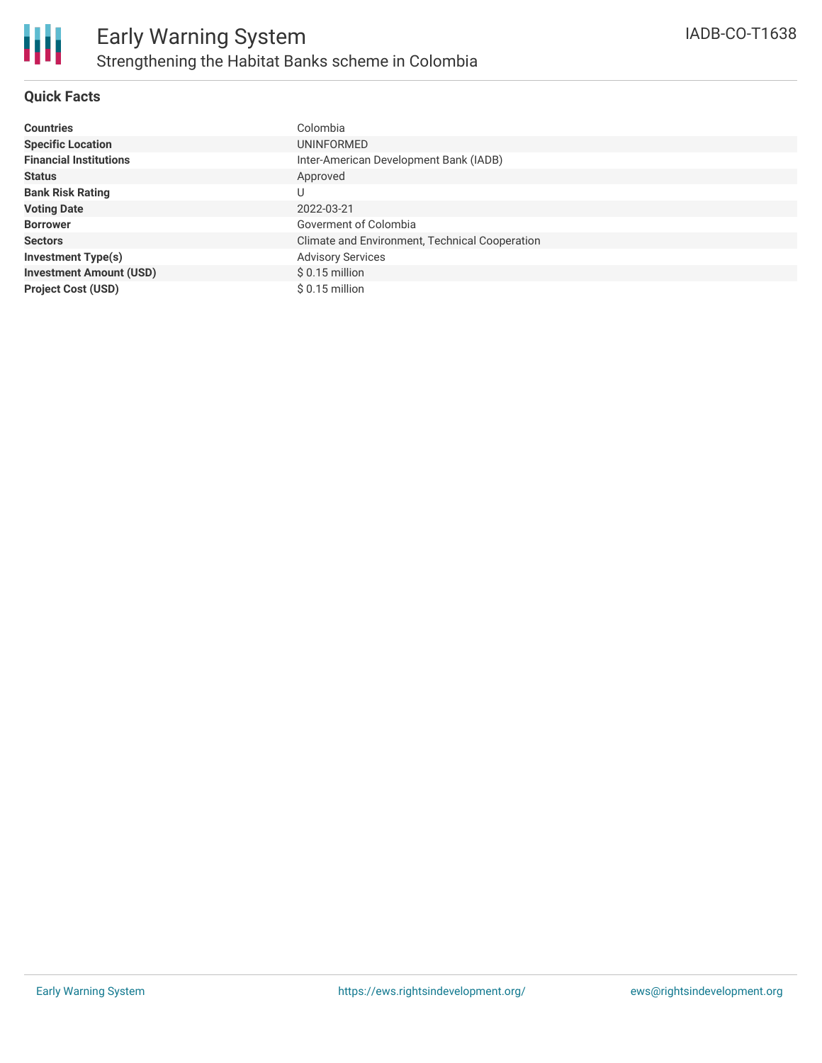# Early Warning System

## Strengthening the Habitat Banks scheme in Colombia

IADB-CO-T1638

### Quick Facts

| | |
|---|---|
| **Countries** | Colombia |
| **Specific Location** | UNINFORMED |
| **Financial Institutions** | Inter-American Development Bank (IADB) |
| **Status** | Approved |
| **Bank Risk Rating** | U |
| **Voting Date** | 2022-03-21 |
| **Borrower** | Goverment of Colombia |
| **Sectors** | Climate and Environment, Technical Cooperation |
| **Investment Type(s)** | Advisory Services |
| **Investment Amount (USD)** | $ 0.15 million |
| **Project Cost (USD)** | $ 0.15 million |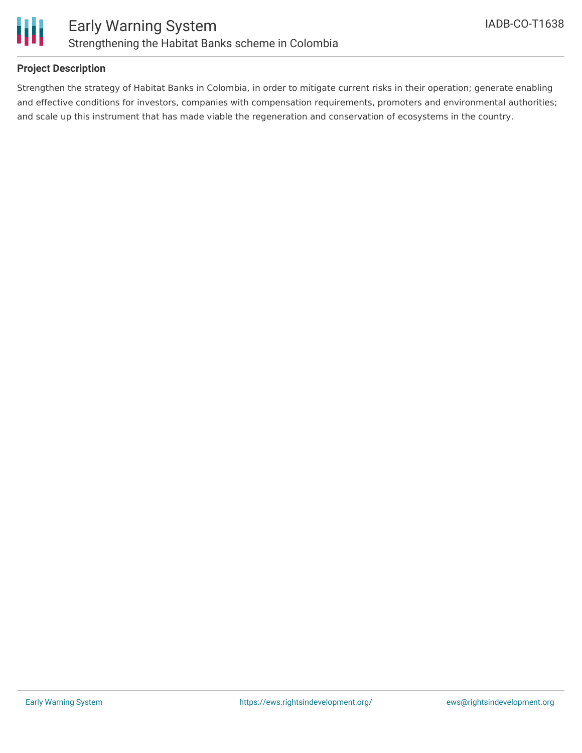## Project Description

Strengthen the strategy of Habitat Banks in Colombia, in order to mitigate current risks in their operation; generate enabling and effective conditions for investors, companies with compensation requirements, promoters and environmental authorities; and scale up this instrument that has made viable the regeneration and conservation of ecosystems in the country.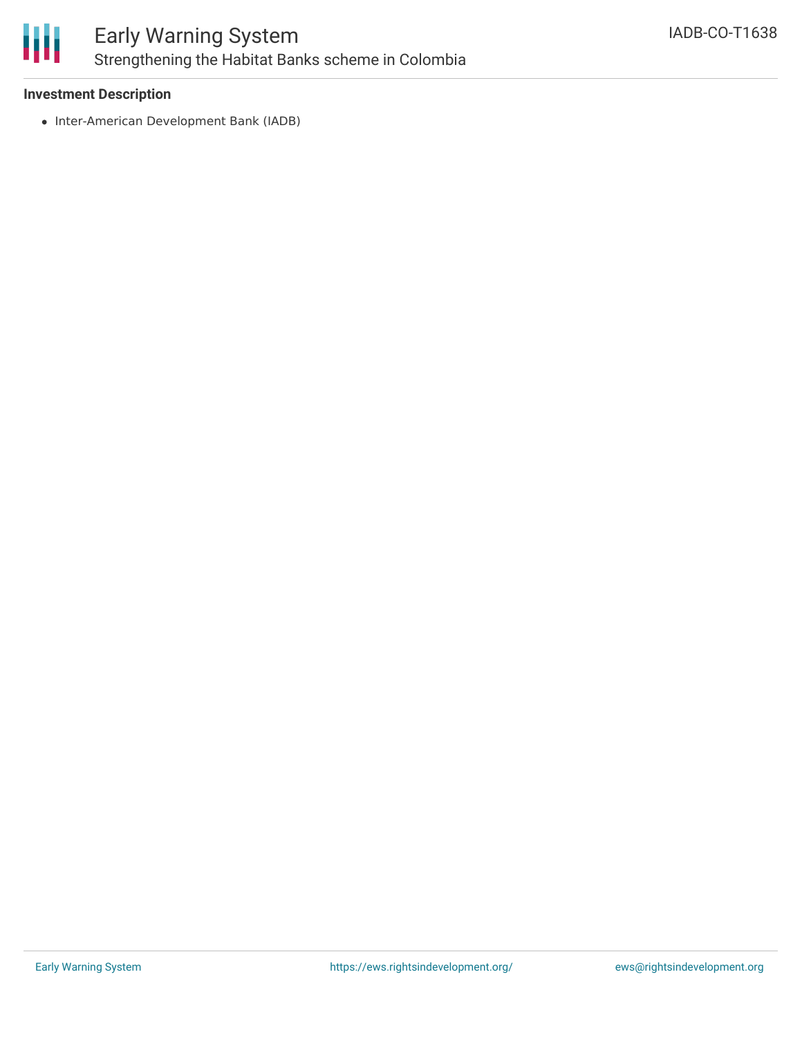**Investment Description**

- Inter-American Development Bank (IADB)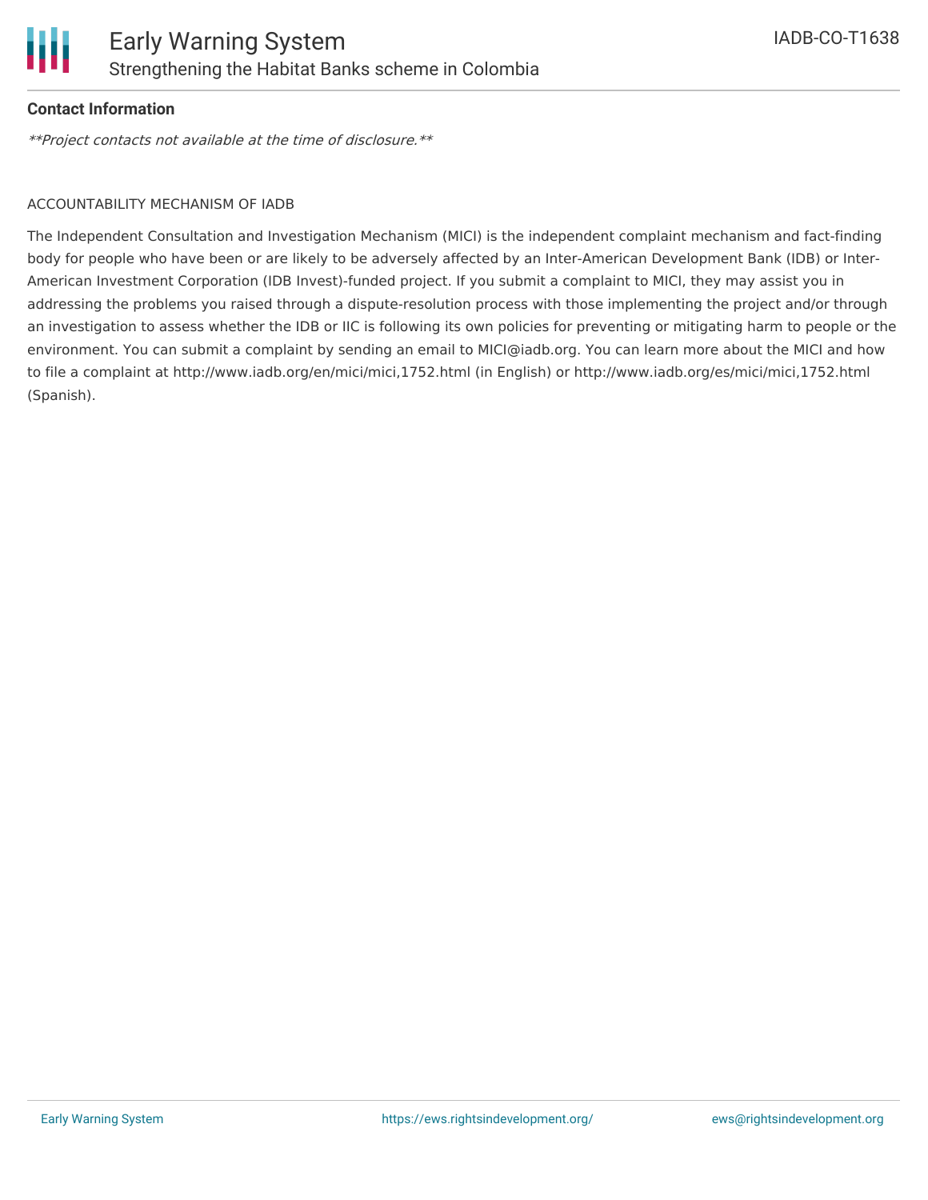## Contact Information

*\*\*Project contacts not available at the time of disclosure.\*\**

ACCOUNTABILITY MECHANISM OF IADB

The Independent Consultation and Investigation Mechanism (MICI) is the independent complaint mechanism and fact-finding body for people who have been or are likely to be adversely affected by an Inter-American Development Bank (IDB) or Inter-American Investment Corporation (IDB Invest)-funded project. If you submit a complaint to MICI, they may assist you in addressing the problems you raised through a dispute-resolution process with those implementing the project and/or through an investigation to assess whether the IDB or IIC is following its own policies for preventing or mitigating harm to people or the environment. You can submit a complaint by sending an email to MICI@iadb.org. You can learn more about the MICI and how to file a complaint at http://www.iadb.org/en/mici/mici,1752.html (in English) or http://www.iadb.org/es/mici/mici,1752.html (Spanish).